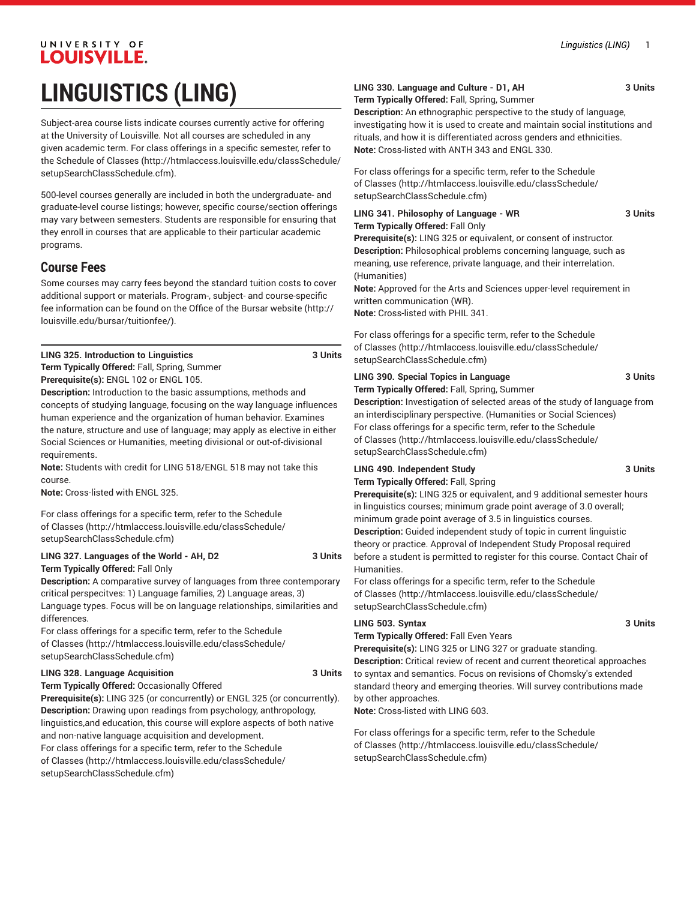# LINGUISTICS (LING)

Subject-area course lists indicate courses currently active for offering at the University of Louisville. Not all courses are scheduled in any given academic term. For class offerings in a specific semester, refer to the Schedule of Classes (http://htmlaccess.louisville.edu/classSchedule/setupSearchClassSchedule.cfm).

500-level courses generally are included in both the undergraduate- and graduate-level course listings; however, specific course/section offerings may vary between semesters. Students are responsible for ensuring that they enroll in courses that are applicable to their particular academic programs.

## Course Fees

Some courses may carry fees beyond the standard tuition costs to cover additional support or materials. Program-, subject- and course-specific fee information can be found on the Office of the Bursar website (http://louisville.edu/bursar/tuitionfee/).

**LING 325. Introduction to Linguistics** **3 Units**
**Term Typically Offered:** Fall, Spring, Summer
**Prerequisite(s):** ENGL 102 or ENGL 105.
**Description:** Introduction to the basic assumptions, methods and concepts of studying language, focusing on the way language influences human experience and the organization of human behavior. Examines the nature, structure and use of language; may apply as elective in either Social Sciences or Humanities, meeting divisional or out-of-divisional requirements.
**Note:** Students with credit for LING 518/ENGL 518 may not take this course.
**Note:** Cross-listed with ENGL 325.

For class offerings for a specific term, refer to the Schedule of Classes (http://htmlaccess.louisville.edu/classSchedule/setupSearchClassSchedule.cfm)

**LING 327. Languages of the World - AH, D2** **3 Units**
**Term Typically Offered:** Fall Only
**Description:** A comparative survey of languages from three contemporary critical perspecitves: 1) Language families, 2) Language areas, 3) Language types. Focus will be on language relationships, similarities and differences.
For class offerings for a specific term, refer to the Schedule of Classes (http://htmlaccess.louisville.edu/classSchedule/setupSearchClassSchedule.cfm)

**LING 328. Language Acquisition** **3 Units**
**Term Typically Offered:** Occasionally Offered
**Prerequisite(s):** LING 325 (or concurrently) or ENGL 325 (or concurrently).
**Description:** Drawing upon readings from psychology, anthropology, linguistics,and education, this course will explore aspects of both native and non-native language acquisition and development.
For class offerings for a specific term, refer to the Schedule of Classes (http://htmlaccess.louisville.edu/classSchedule/setupSearchClassSchedule.cfm)

**LING 330. Language and Culture - D1, AH** **3 Units**
**Term Typically Offered:** Fall, Spring, Summer
**Description:** An ethnographic perspective to the study of language, investigating how it is used to create and maintain social institutions and rituals, and how it is differentiated across genders and ethnicities.
**Note:** Cross-listed with ANTH 343 and ENGL 330.

For class offerings for a specific term, refer to the Schedule of Classes (http://htmlaccess.louisville.edu/classSchedule/setupSearchClassSchedule.cfm)

**LING 341. Philosophy of Language - WR** **3 Units**
**Term Typically Offered:** Fall Only
**Prerequisite(s):** LING 325 or equivalent, or consent of instructor.
**Description:** Philosophical problems concerning language, such as meaning, use reference, private language, and their interrelation. (Humanities)
**Note:** Approved for the Arts and Sciences upper-level requirement in written communication (WR).
**Note:** Cross-listed with PHIL 341.

For class offerings for a specific term, refer to the Schedule of Classes (http://htmlaccess.louisville.edu/classSchedule/setupSearchClassSchedule.cfm)

**LING 390. Special Topics in Language** **3 Units**
**Term Typically Offered:** Fall, Spring, Summer
**Description:** Investigation of selected areas of the study of language from an interdisciplinary perspective. (Humanities or Social Sciences)
For class offerings for a specific term, refer to the Schedule of Classes (http://htmlaccess.louisville.edu/classSchedule/setupSearchClassSchedule.cfm)

**LING 490. Independent Study** **3 Units**
**Term Typically Offered:** Fall, Spring
**Prerequisite(s):** LING 325 or equivalent, and 9 additional semester hours in linguistics courses; minimum grade point average of 3.0 overall; minimum grade point average of 3.5 in linguistics courses.
**Description:** Guided independent study of topic in current linguistic theory or practice. Approval of Independent Study Proposal required before a student is permitted to register for this course. Contact Chair of Humanities.
For class offerings for a specific term, refer to the Schedule of Classes (http://htmlaccess.louisville.edu/classSchedule/setupSearchClassSchedule.cfm)

**LING 503. Syntax** **3 Units**
**Term Typically Offered:** Fall Even Years
**Prerequisite(s):** LING 325 or LING 327 or graduate standing.
**Description:** Critical review of recent and current theoretical approaches to syntax and semantics. Focus on revisions of Chomsky's extended standard theory and emerging theories. Will survey contributions made by other approaches.
**Note:** Cross-listed with LING 603.

For class offerings for a specific term, refer to the Schedule of Classes (http://htmlaccess.louisville.edu/classSchedule/setupSearchClassSchedule.cfm)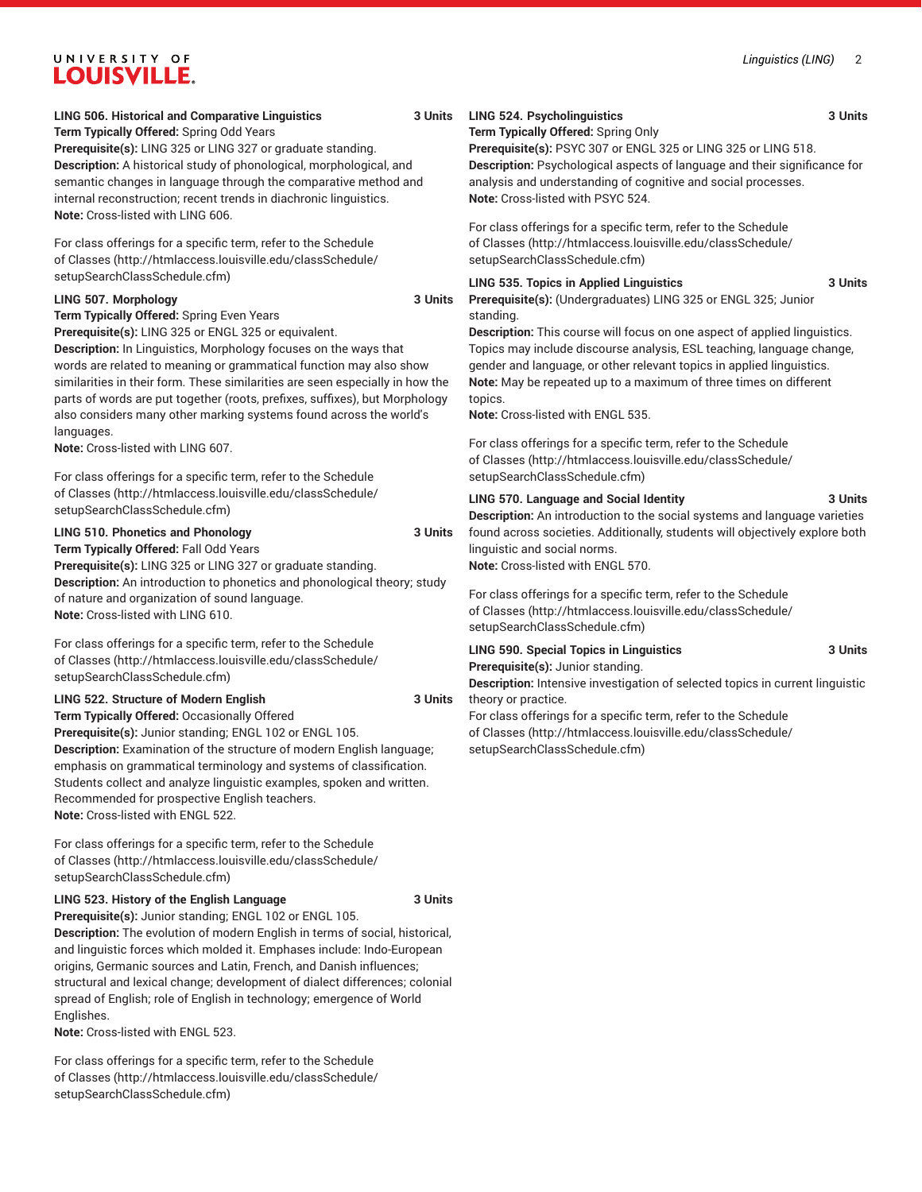**LING 506. Historical and Comparative Linguistics** **3 Units**

**Term Typically Offered:** Spring Odd Years

**Prerequisite(s):** LING 325 or LING 327 or graduate standing.

**Description:** A historical study of phonological, morphological, and semantic changes in language through the comparative method and internal reconstruction; recent trends in diachronic linguistics.

**Note:** Cross-listed with LING 606.

For class offerings for a specific term, refer to the Schedule of Classes (http://htmlaccess.louisville.edu/classSchedule/setupSearchClassSchedule.cfm)

**LING 507. Morphology** **3 Units**

**Term Typically Offered:** Spring Even Years

**Prerequisite(s):** LING 325 or ENGL 325 or equivalent.

**Description:** In Linguistics, Morphology focuses on the ways that words are related to meaning or grammatical function may also show similarities in their form. These similarities are seen especially in how the parts of words are put together (roots, prefixes, suffixes), but Morphology also considers many other marking systems found across the world's languages.

**Note:** Cross-listed with LING 607.

For class offerings for a specific term, refer to the Schedule of Classes (http://htmlaccess.louisville.edu/classSchedule/setupSearchClassSchedule.cfm)

**LING 510. Phonetics and Phonology** **3 Units**

**Term Typically Offered:** Fall Odd Years

**Prerequisite(s):** LING 325 or LING 327 or graduate standing.

**Description:** An introduction to phonetics and phonological theory; study of nature and organization of sound language.

**Note:** Cross-listed with LING 610.

For class offerings for a specific term, refer to the Schedule of Classes (http://htmlaccess.louisville.edu/classSchedule/setupSearchClassSchedule.cfm)

**LING 522. Structure of Modern English** **3 Units**

**Term Typically Offered:** Occasionally Offered

**Prerequisite(s):** Junior standing; ENGL 102 or ENGL 105.

**Description:** Examination of the structure of modern English language; emphasis on grammatical terminology and systems of classification. Students collect and analyze linguistic examples, spoken and written. Recommended for prospective English teachers.

**Note:** Cross-listed with ENGL 522.

For class offerings for a specific term, refer to the Schedule of Classes (http://htmlaccess.louisville.edu/classSchedule/setupSearchClassSchedule.cfm)

**LING 523. History of the English Language** **3 Units**

**Prerequisite(s):** Junior standing; ENGL 102 or ENGL 105.

**Description:** The evolution of modern English in terms of social, historical, and linguistic forces which molded it. Emphases include: Indo-European origins, Germanic sources and Latin, French, and Danish influences; structural and lexical change; development of dialect differences; colonial spread of English; role of English in technology; emergence of World Englishes.

**Note:** Cross-listed with ENGL 523.

For class offerings for a specific term, refer to the Schedule of Classes (http://htmlaccess.louisville.edu/classSchedule/setupSearchClassSchedule.cfm)

**LING 524. Psycholinguistics** **3 Units**

**Term Typically Offered:** Spring Only

**Prerequisite(s):** PSYC 307 or ENGL 325 or LING 325 or LING 518.

**Description:** Psychological aspects of language and their significance for analysis and understanding of cognitive and social processes.

**Note:** Cross-listed with PSYC 524.

For class offerings for a specific term, refer to the Schedule of Classes (http://htmlaccess.louisville.edu/classSchedule/setupSearchClassSchedule.cfm)

**LING 535. Topics in Applied Linguistics** **3 Units**

**Prerequisite(s):** (Undergraduates) LING 325 or ENGL 325; Junior standing.

**Description:** This course will focus on one aspect of applied linguistics. Topics may include discourse analysis, ESL teaching, language change, gender and language, or other relevant topics in applied linguistics.

**Note:** May be repeated up to a maximum of three times on different topics.

**Note:** Cross-listed with ENGL 535.

For class offerings for a specific term, refer to the Schedule of Classes (http://htmlaccess.louisville.edu/classSchedule/setupSearchClassSchedule.cfm)

**LING 570. Language and Social Identity** **3 Units**

**Description:** An introduction to the social systems and language varieties found across societies. Additionally, students will objectively explore both linguistic and social norms.

**Note:** Cross-listed with ENGL 570.

For class offerings for a specific term, refer to the Schedule of Classes (http://htmlaccess.louisville.edu/classSchedule/setupSearchClassSchedule.cfm)

**LING 590. Special Topics in Linguistics** **3 Units**

**Prerequisite(s):** Junior standing.

**Description:** Intensive investigation of selected topics in current linguistic theory or practice.

For class offerings for a specific term, refer to the Schedule of Classes (http://htmlaccess.louisville.edu/classSchedule/setupSearchClassSchedule.cfm)